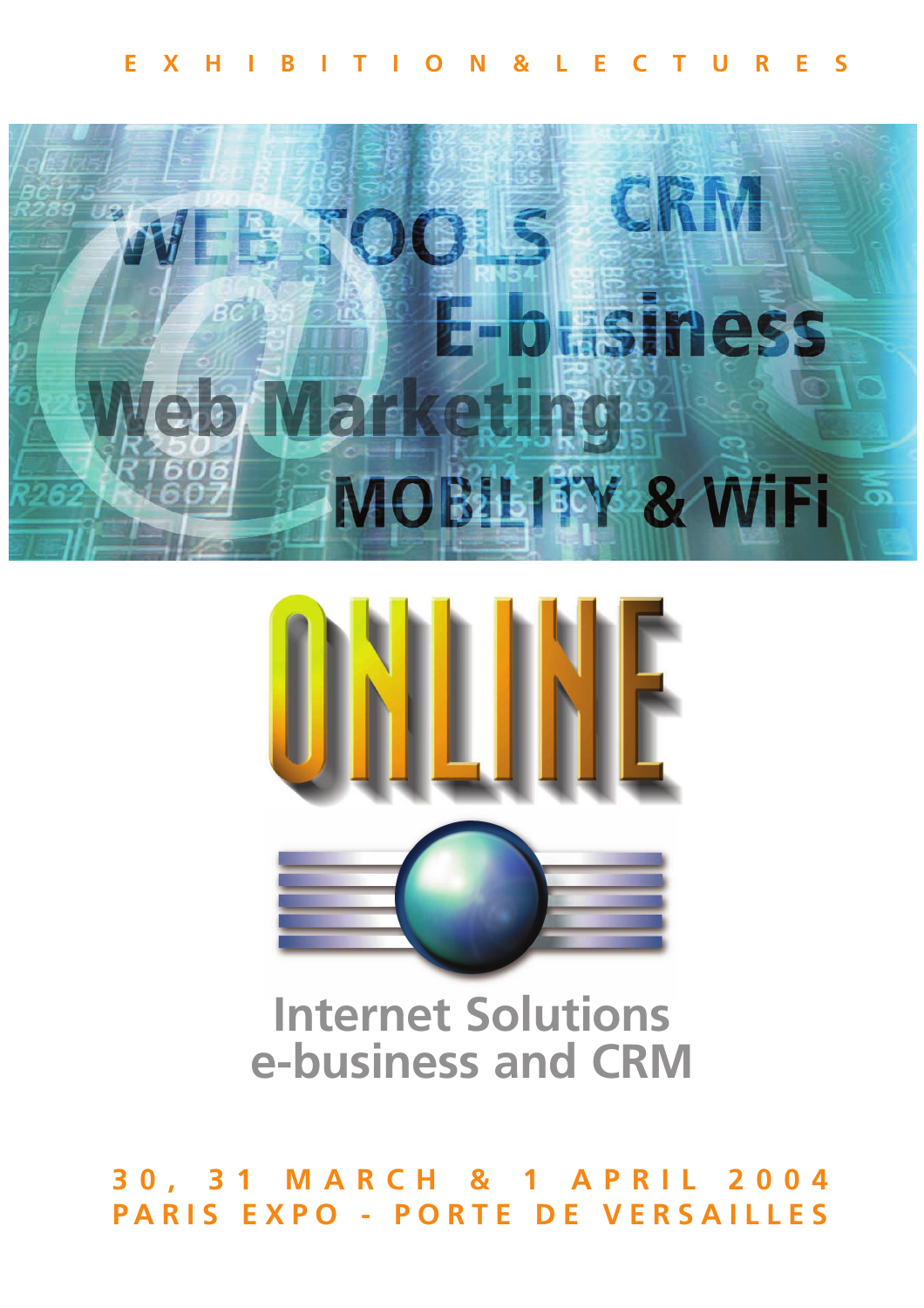EXHIBITION & LECTURES

WEB TOOLS CRM

E-business

Web Marketing

MOBILITY & WiFi

# ONLINE

## Internet Solutions e-business and CRM

**30, 31 MARCH & 1 APRIL 2004**
**PARIS EXPO - PORTE DE VERSAILLES**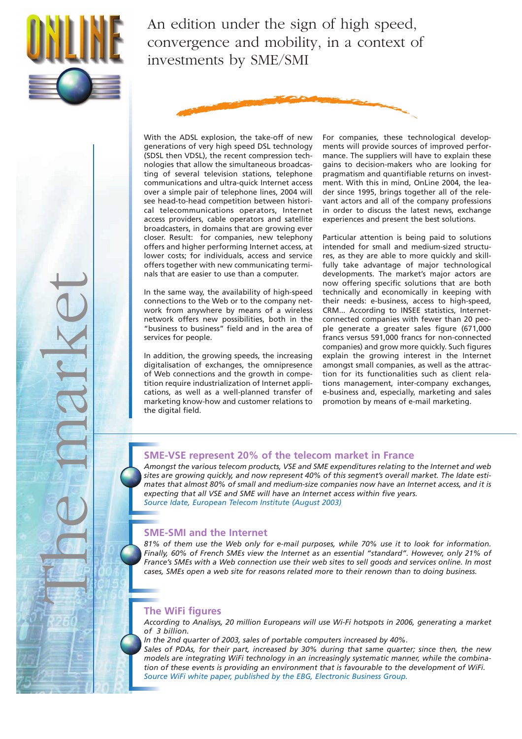# An edition under the sign of high speed, convergence and mobility, in a context of investments by SME/SMI

## The market

With the ADSL explosion, the take-off of new generations of very high speed DSL technology (SDSL then VDSL), the recent compression technologies that allow the simultaneous broadcasting of several television stations, telephone communications and ultra-quick Internet access over a simple pair of telephone lines, 2004 will see head-to-head competition between historical telecommunications operators, Internet access providers, cable operators and satellite broadcasters, in domains that are growing ever closer. Result: for companies, new telephony offers and higher performing Internet access, at lower costs; for individuals, access and service offers together with new communicating terminals that are easier to use than a computer.

In the same way, the availability of high-speed connections to the Web or to the company network from anywhere by means of a wireless network offers new possibilities, both in the "business to business" field and in the area of services for people.

In addition, the growing speeds, the increasing digitalisation of exchanges, the omnipresence of Web connections and the growth in competition require industrialization of Internet applications, as well as a well-planned transfer of marketing know-how and customer relations to the digital field.

For companies, these technological developments will provide sources of improved performance. The suppliers will have to explain these gains to decision-makers who are looking for pragmatism and quantifiable returns on investment. With this in mind, OnLine 2004, the leader since 1995, brings together all of the relevant actors and all of the company professions in order to discuss the latest news, exchange experiences and present the best solutions.

Particular attention is being paid to solutions intended for small and medium-sized structures, as they are able to more quickly and skillfully take advantage of major technological developments. The market's major actors are now offering specific solutions that are both technically and economically in keeping with their needs: e-business, access to high-speed, CRM... According to INSEE statistics, Internet-connected companies with fewer than 20 people generate a greater sales figure (671,000 francs versus 591,000 francs for non-connected companies) and grow more quickly. Such figures explain the growing interest in the Internet amongst small companies, as well as the attraction for its functionalities such as client relations management, inter-company exchanges, e-business and, especially, marketing and sales promotion by means of e-mail marketing.

### SME-VSE represent 20% of the telecom market in France

*Amongst the various telecom products, VSE and SME expenditures relating to the Internet and web sites are growing quickly, and now represent 40% of this segment's overall market. The Idate estimates that almost 80% of small and medium-size companies now have an Internet access, and it is expecting that all VSE and SME will have an Internet access within five years.*
*Source Idate, European Telecom Institute (August 2003)*

### SME-SMI and the Internet

*81% of them use the Web only for e-mail purposes, while 70% use it to look for information. Finally, 60% of French SMEs view the Internet as an essential "standard". However, only 21% of France's SMEs with a Web connection use their web sites to sell goods and services online. In most cases, SMEs open a web site for reasons related more to their renown than to doing business.*

### The WiFi figures

*According to Analisys, 20 million Europeans will use Wi-Fi hotspots in 2006, generating a market of 3 billion.*
*In the 2nd quarter of 2003, sales of portable computers increased by 40%.*
*Sales of PDAs, for their part, increased by 30% during that same quarter; since then, the new models are integrating WiFi technology in an increasingly systematic manner, while the combination of these events is providing an environment that is favourable to the development of WiFi.*
*Source WiFi white paper, published by the EBG, Electronic Business Group.*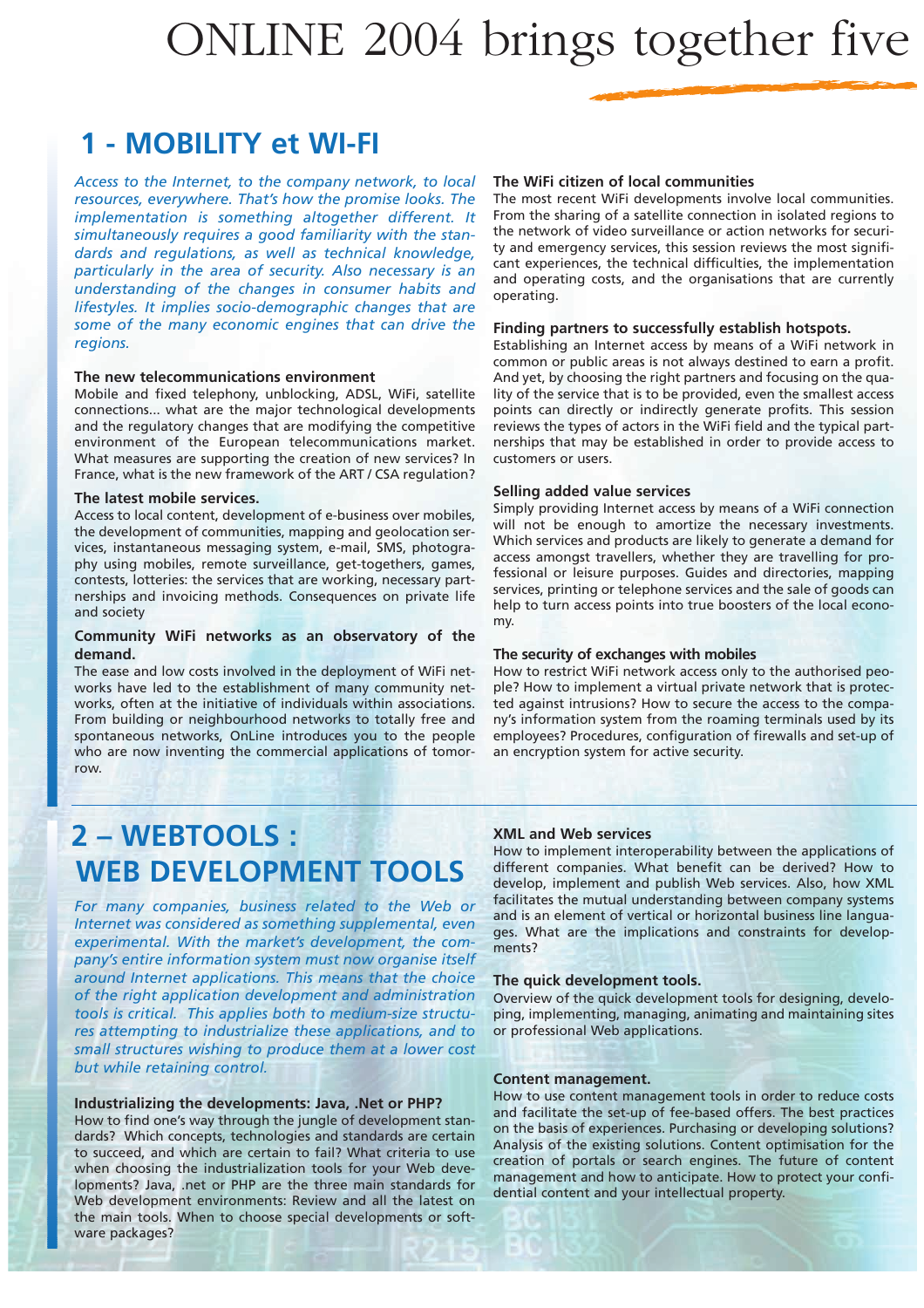# ONLINE 2004 brings together five

## 1 - MOBILITY et WI-FI

*Access to the Internet, to the company network, to local resources, everywhere. That's how the promise looks. The implementation is something altogether different. It simultaneously requires a good familiarity with the standards and regulations, as well as technical knowledge, particularly in the area of security. Also necessary is an understanding of the changes in consumer habits and lifestyles. It implies socio-demographic changes that are some of the many economic engines that can drive the regions.*

### The new telecommunications environment

Mobile and fixed telephony, unblocking, ADSL, WiFi, satellite connections... what are the major technological developments and the regulatory changes that are modifying the competitive environment of the European telecommunications market. What measures are supporting the creation of new services? In France, what is the new framework of the ART / CSA regulation?

### The latest mobile services.

Access to local content, development of e-business over mobiles, the development of communities, mapping and geolocation services, instantaneous messaging system, e-mail, SMS, photography using mobiles, remote surveillance, get-togethers, games, contests, lotteries: the services that are working, necessary partnerships and invoicing methods. Consequences on private life and society

### Community WiFi networks as an observatory of the demand.

The ease and low costs involved in the deployment of WiFi networks have led to the establishment of many community networks, often at the initiative of individuals within associations. From building or neighbourhood networks to totally free and spontaneous networks, OnLine introduces you to the people who are now inventing the commercial applications of tomorrow.

### The WiFi citizen of local communities

The most recent WiFi developments involve local communities. From the sharing of a satellite connection in isolated regions to the network of video surveillance or action networks for security and emergency services, this session reviews the most significant experiences, the technical difficulties, the implementation and operating costs, and the organisations that are currently operating.

### Finding partners to successfully establish hotspots.

Establishing an Internet access by means of a WiFi network in common or public areas is not always destined to earn a profit. And yet, by choosing the right partners and focusing on the quality of the service that is to be provided, even the smallest access points can directly or indirectly generate profits. This session reviews the types of actors in the WiFi field and the typical partnerships that may be established in order to provide access to customers or users.

### Selling added value services

Simply providing Internet access by means of a WiFi connection will not be enough to amortize the necessary investments. Which services and products are likely to generate a demand for access amongst travellers, whether they are travelling for professional or leisure purposes. Guides and directories, mapping services, printing or telephone services and the sale of goods can help to turn access points into true boosters of the local economy.

### The security of exchanges with mobiles

How to restrict WiFi network access only to the authorised people? How to implement a virtual private network that is protected against intrusions? How to secure the access to the company's information system from the roaming terminals used by its employees? Procedures, configuration of firewalls and set-up of an encryption system for active security.

## 2 – WEBTOOLS : WEB DEVELOPMENT TOOLS

*For many companies, business related to the Web or Internet was considered as something supplemental, even experimental. With the market's development, the company's entire information system must now organise itself around Internet applications. This means that the choice of the right application development and administration tools is critical. This applies both to medium-size structures attempting to industrialize these applications, and to small structures wishing to produce them at a lower cost but while retaining control.*

### Industrializing the developments: Java, .Net or PHP?

How to find one's way through the jungle of development standards? Which concepts, technologies and standards are certain to succeed, and which are certain to fail? What criteria to use when choosing the industrialization tools for your Web developments? Java, .net or PHP are the three main standards for Web development environments: Review and all the latest on the main tools. When to choose special developments or software packages?

### XML and Web services

How to implement interoperability between the applications of different companies. What benefit can be derived? How to develop, implement and publish Web services. Also, how XML facilitates the mutual understanding between company systems and is an element of vertical or horizontal business line languages. What are the implications and constraints for developments?

### The quick development tools.

Overview of the quick development tools for designing, developing, implementing, managing, animating and maintaining sites or professional Web applications.

### Content management.

How to use content management tools in order to reduce costs and facilitate the set-up of fee-based offers. The best practices on the basis of experiences. Purchasing or developing solutions? Analysis of the existing solutions. Content optimisation for the creation of portals or search engines. The future of content management and how to anticipate. How to protect your confidential content and your intellectual property.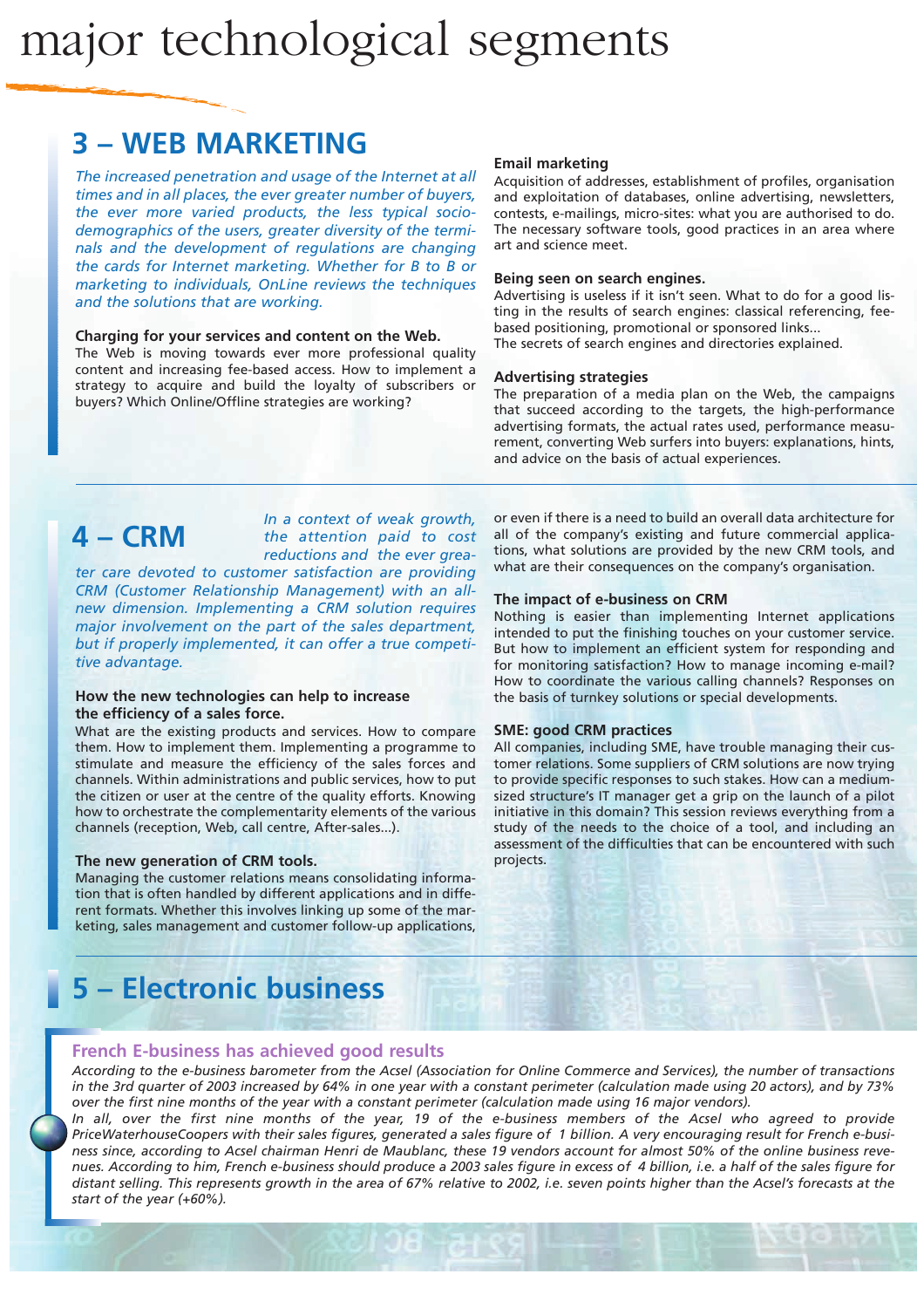# major technological segments

## 3 – WEB MARKETING

*The increased penetration and usage of the Internet at all times and in all places, the ever greater number of buyers, the ever more varied products, the less typical socio-demographics of the users, greater diversity of the terminals and the development of regulations are changing the cards for Internet marketing. Whether for B to B or marketing to individuals, OnLine reviews the techniques and the solutions that are working.*

**Charging for your services and content on the Web.**
The Web is moving towards ever more professional quality content and increasing fee-based access. How to implement a strategy to acquire and build the loyalty of subscribers or buyers? Which Online/Offline strategies are working?

**Email marketing**
Acquisition of addresses, establishment of profiles, organisation and exploitation of databases, online advertising, newsletters, contests, e-mailings, micro-sites: what you are authorised to do. The necessary software tools, good practices in an area where art and science meet.

**Being seen on search engines.**
Advertising is useless if it isn't seen. What to do for a good listing in the results of search engines: classical referencing, fee-based positioning, promotional or sponsored links...
The secrets of search engines and directories explained.

**Advertising strategies**
The preparation of a media plan on the Web, the campaigns that succeed according to the targets, the high-performance advertising formats, the actual rates used, performance measurement, converting Web surfers into buyers: explanations, hints, and advice on the basis of actual experiences.

## 4 – CRM

*In a context of weak growth, the attention paid to cost reductions and the ever greater care devoted to customer satisfaction are providing CRM (Customer Relationship Management) with an all-new dimension. Implementing a CRM solution requires major involvement on the part of the sales department, but if properly implemented, it can offer a true competitive advantage.*

**How the new technologies can help to increase the efficiency of a sales force.**
What are the existing products and services. How to compare them. How to implement them. Implementing a programme to stimulate and measure the efficiency of the sales forces and channels. Within administrations and public services, how to put the citizen or user at the centre of the quality efforts. Knowing how to orchestrate the complementarity elements of the various channels (reception, Web, call centre, After-sales...).

**The new generation of CRM tools.**
Managing the customer relations means consolidating information that is often handled by different applications and in different formats. Whether this involves linking up some of the marketing, sales management and customer follow-up applications, or even if there is a need to build an overall data architecture for all of the company's existing and future commercial applications, what solutions are provided by the new CRM tools, and what are their consequences on the company's organisation.

**The impact of e-business on CRM**
Nothing is easier than implementing Internet applications intended to put the finishing touches on your customer service. But how to implement an efficient system for responding and for monitoring satisfaction? How to manage incoming e-mail? How to coordinate the various calling channels? Responses on the basis of turnkey solutions or special developments.

**SME: good CRM practices**
All companies, including SME, have trouble managing their customer relations. Some suppliers of CRM solutions are now trying to provide specific responses to such stakes. How can a medium-sized structure's IT manager get a grip on the launch of a pilot initiative in this domain? This session reviews everything from a study of the needs to the choice of a tool, and including an assessment of the difficulties that can be encountered with such projects.

## 5 – Electronic business

### French E-business has achieved good results

*According to the e-business barometer from the Acsel (Association for Online Commerce and Services), the number of transactions in the 3rd quarter of 2003 increased by 64% in one year with a constant perimeter (calculation made using 20 actors), and by 73% over the first nine months of the year with a constant perimeter (calculation made using 16 major vendors).*

*In all, over the first nine months of the year, 19 of the e-business members of the Acsel who agreed to provide PriceWaterhouseCoopers with their sales figures, generated a sales figure of 1 billion. A very encouraging result for French e-business since, according to Acsel chairman Henri de Maublanc, these 19 vendors account for almost 50% of the online business revenues. According to him, French e-business should produce a 2003 sales figure in excess of 4 billion, i.e. a half of the sales figure for distant selling. This represents growth in the area of 67% relative to 2002, i.e. seven points higher than the Acsel's forecasts at the start of the year (+60%).*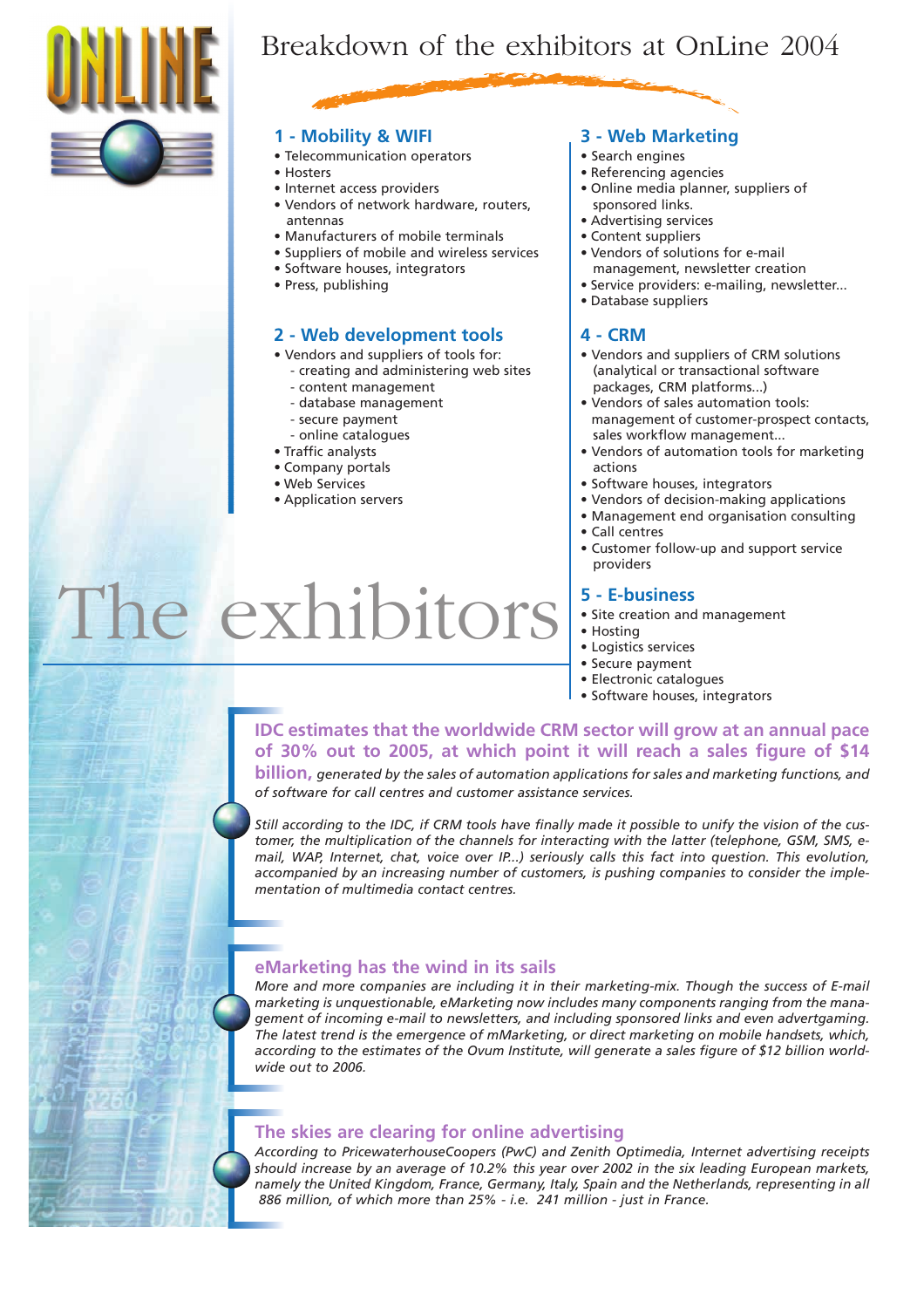# Breakdown of the exhibitors at OnLine 2004

## The exhibitors

### 1 - Mobility & WIFI

- Telecommunication operators
- Hosters
- Internet access providers
- Vendors of network hardware, routers, antennas
- Manufacturers of mobile terminals
- Suppliers of mobile and wireless services
- Software houses, integrators
- Press, publishing

### 2 - Web development tools

- Vendors and suppliers of tools for:
  - creating and administering web sites
  - content management
  - database management
  - secure payment
  - online catalogues
- Traffic analysts
- Company portals
- Web Services
- Application servers

### 3 - Web Marketing

- Search engines
- Referencing agencies
- Online media planner, suppliers of sponsored links.
- Advertising services
- Content suppliers
- Vendors of solutions for e-mail management, newsletter creation
- Service providers: e-mailing, newsletter...
- Database suppliers

### 4 - CRM

- Vendors and suppliers of CRM solutions (analytical or transactional software packages, CRM platforms...)
- Vendors of sales automation tools: management of customer-prospect contacts, sales workflow management...
- Vendors of automation tools for marketing actions
- Software houses, integrators
- Vendors of decision-making applications
- Management end organisation consulting
- Call centres
- Customer follow-up and support service providers

### 5 - E-business

- Site creation and management
- Hosting
- Logistics services
- Secure payment
- Electronic catalogues
- Software houses, integrators

**IDC estimates that the worldwide CRM sector will grow at an annual pace of 30% out to 2005, at which point it will reach a sales figure of $14 billion,** *generated by the sales of automation applications for sales and marketing functions, and of software for call centres and customer assistance services.*

*Still according to the IDC, if CRM tools have finally made it possible to unify the vision of the customer, the multiplication of the channels for interacting with the latter (telephone, GSM, SMS, e-mail, WAP, Internet, chat, voice over IP...) seriously calls this fact into question. This evolution, accompanied by an increasing number of customers, is pushing companies to consider the implementation of multimedia contact centres.*

### eMarketing has the wind in its sails

*More and more companies are including it in their marketing-mix. Though the success of E-mail marketing is unquestionable, eMarketing now includes many components ranging from the management of incoming e-mail to newsletters, and including sponsored links and even advertgaming. The latest trend is the emergence of mMarketing, or direct marketing on mobile handsets, which, according to the estimates of the Ovum Institute, will generate a sales figure of $12 billion worldwide out to 2006.*

### The skies are clearing for online advertising

*According to PricewaterhouseCoopers (PwC) and Zenith Optimedia, Internet advertising receipts should increase by an average of 10.2% this year over 2002 in the six leading European markets, namely the United Kingdom, France, Germany, Italy, Spain and the Netherlands, representing in all 886 million, of which more than 25% - i.e. 241 million - just in France.*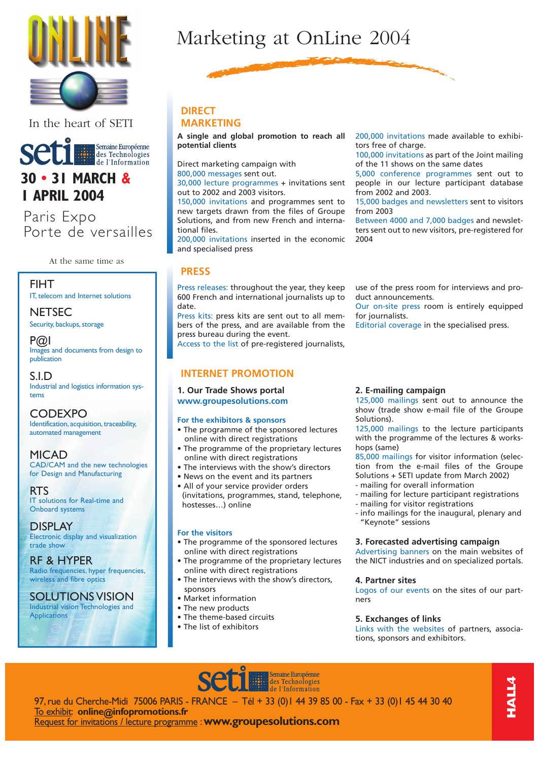# Marketing at OnLine 2004

ONLINE

In the heart of SETI

seti Semaine Européenne des Technologies de l'Information

**30 • 31 MARCH & 1 APRIL 2004**

Paris Expo
Porte de versailles

At the same time as

**FIHT**
IT, telecom and Internet solutions

**NETSEC**
Security, backups, storage

**P@I**
Images and documents from design to publication

**S.I.D**
Industrial and logistics information systems

**CODEXPO**
Identification, acquisition, traceability, automated management

**MICAD**
CAD/CAM and the new technologies for Design and Manufacturing

**RTS**
IT solutions for Real-time and Onboard systems

**DISPLAY**
Electronic display and visualization trade show

**RF & HYPER**
Radio frequencies, hyper frequencies, wireless and fibre optics

**SOLUTIONS VISION**
Industrial vision Technologies and Applications

## DIRECT MARKETING

**A single and global promotion to reach all potential clients**

Direct marketing campaign with
800,000 messages sent out.
30,000 lecture programmes + invitations sent out to 2002 and 2003 visitors.
150,000 invitations and programmes sent to new targets drawn from the files of Groupe Solutions, and from new French and international files.
200,000 invitations inserted in the economic and specialised press
200,000 invitations made available to exhibitors free of charge.
100,000 invitations as part of the Joint mailing of the 11 shows on the same dates
5,000 conference programmes sent out to people in our lecture participant database from 2002 and 2003.
15,000 badges and newsletters sent to visitors from 2003
Between 4000 and 7,000 badges and newsletters sent out to new visitors, pre-registered for 2004

## PRESS

Press releases: throughout the year, they keep 600 French and international journalists up to date.
Press kits: press kits are sent out to all members of the press, and are available from the press bureau during the event.
Access to the list of pre-registered journalists, use of the press room for interviews and product announcements.
Our on-site press room is entirely equipped for journalists.
Editorial coverage in the specialised press.

## INTERNET PROMOTION

### 1. Our Trade Shows portal
**www.groupesolutions.com**

**For the exhibitors & sponsors**

- The programme of the sponsored lectures online with direct registrations
- The programme of the proprietary lectures online with direct registrations
- The interviews with the show's directors
- News on the event and its partners
- All of your service provider orders (invitations, programmes, stand, telephone, hostesses…) online

**For the visitors**

- The programme of the sponsored lectures online with direct registrations
- The programme of the proprietary lectures online with direct registrations
- The interviews with the show's directors, sponsors
- Market information
- The new products
- The theme-based circuits
- The list of exhibitors

### 2. E-mailing campaign

125,000 mailings sent out to announce the show (trade show e-mail file of the Groupe Solutions).
125,000 mailings to the lecture participants with the programme of the lectures & workshops (same)
85,000 mailings for visitor information (selection from the e-mail files of the Groupe Solutions + SETI update from March 2002)
- mailing for overall information
- mailing for lecture participant registrations
- mailing for visitor registrations
- info mailings for the inaugural, plenary and "Keynote" sessions

### 3. Forecasted advertising campaign

Advertising banners on the main websites of the NICT industries and on specialized portals.

### 4. Partner sites

Logos of our events on the sites of our partners

### 5. Exchanges of links

Links with the websites of partners, associations, sponsors and exhibitors.

seti Semaine Européenne des Technologies de l'Information

97, rue du Cherche-Midi 75006 PARIS - FRANCE – Tél + 33 (0)1 44 39 85 00 - Fax + 33 (0)1 45 44 30 40
To exhibit: **online@infopromotions.fr**
Request for invitations / lecture programme : **www.groupesolutions.com**

**HALL4**